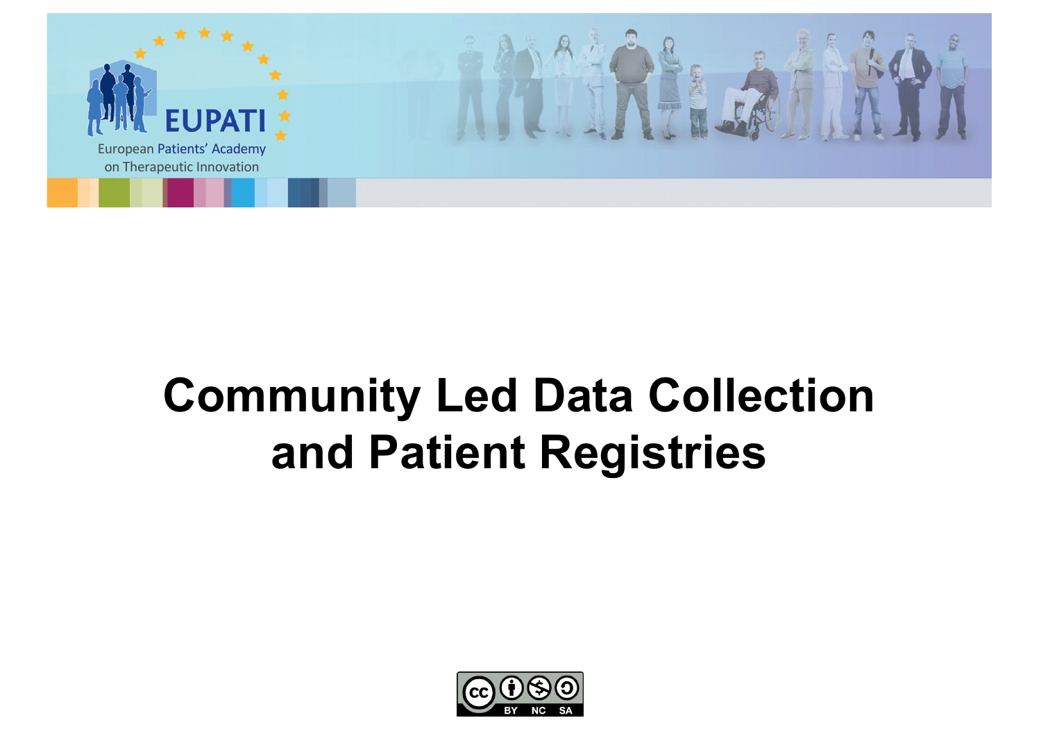EUPATI

European Patients' Academy on Therapeutic Innovation

# Community Led Data Collection and Patient Registries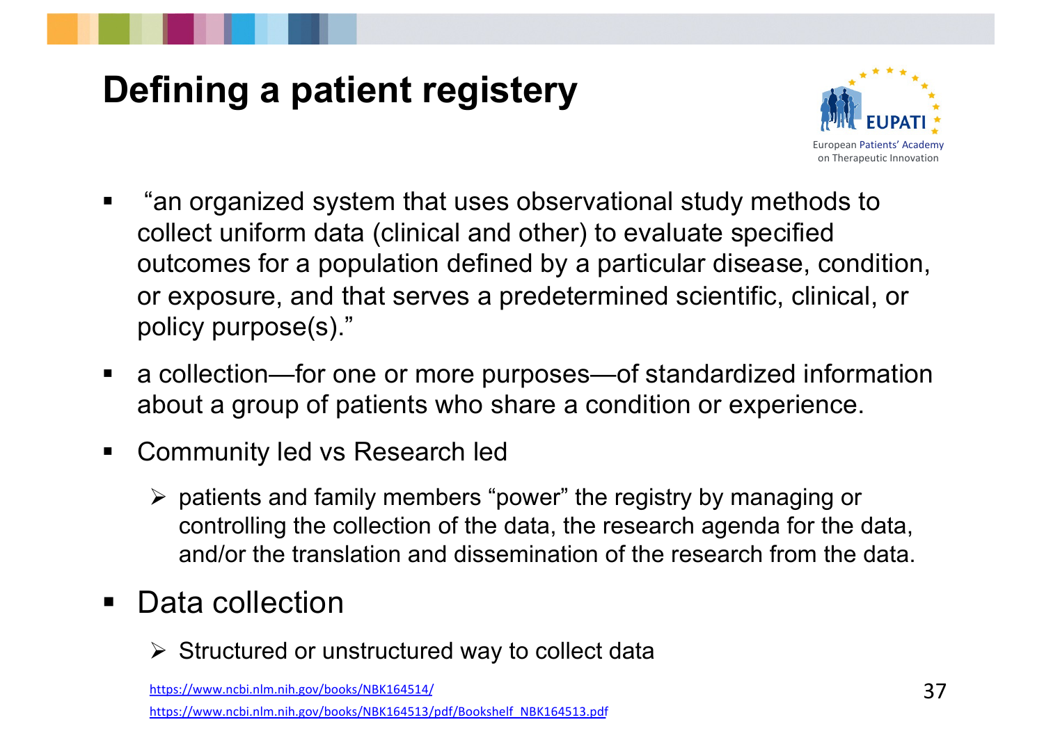# Defining a patient registery

- "an organized system that uses observational study methods to collect uniform data (clinical and other) to evaluate specified outcomes for a population defined by a particular disease, condition, or exposure, and that serves a predetermined scientific, clinical, or policy purpose(s)."
- a collection—for one or more purposes—of standardized information about a group of patients who share a condition or experience.
- Community led vs Research led
  - patients and family members "power" the registry by managing or controlling the collection of the data, the research agenda for the data, and/or the translation and dissemination of the research from the data.
- Data collection
  - Structured or unstructured way to collect data

https://www.ncbi.nlm.nih.gov/books/NBK164514/

https://www.ncbi.nlm.nih.gov/books/NBK164513/pdf/Bookshelf_NBK164513.pdf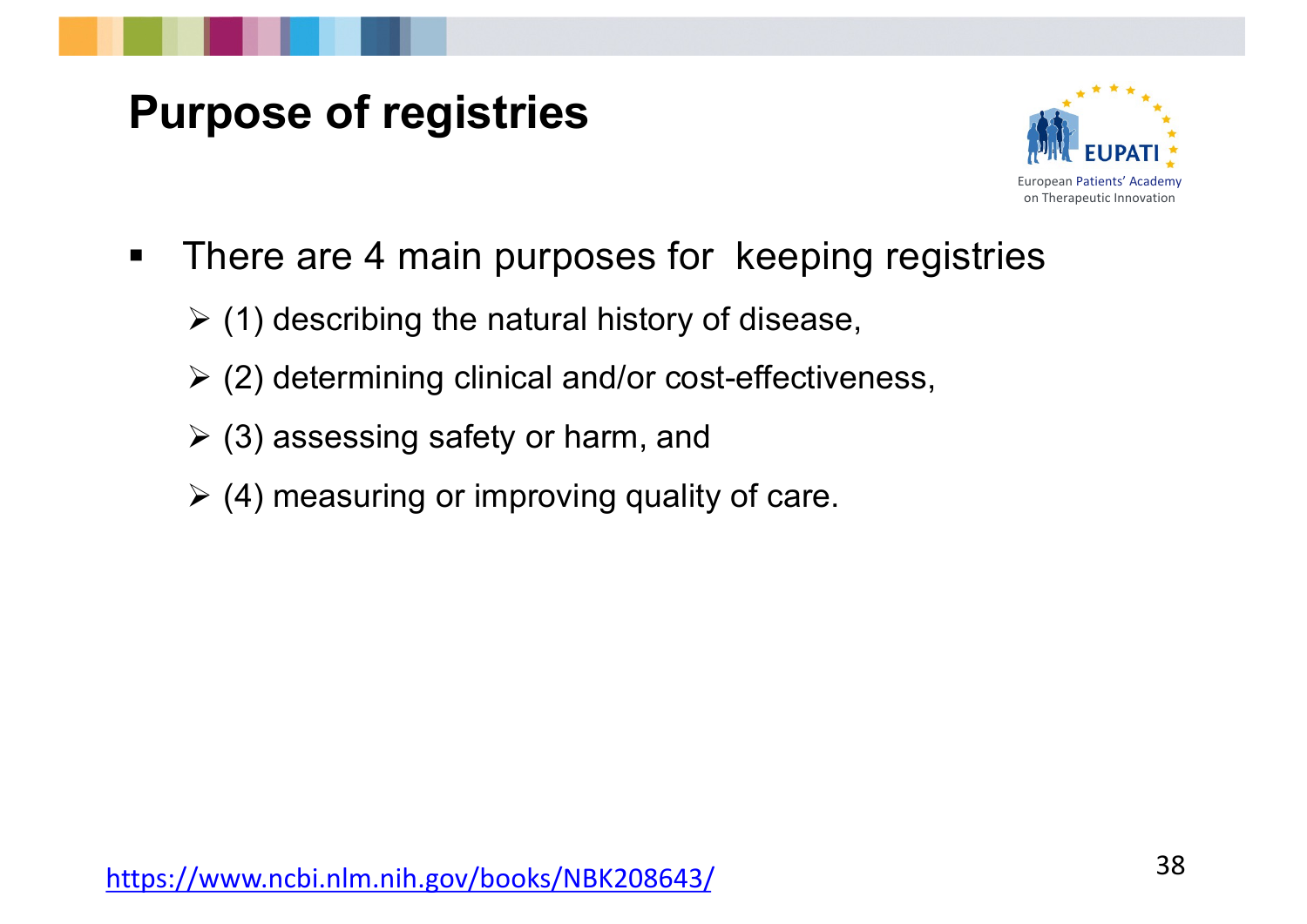# Purpose of registries

- There are 4 main purposes for keeping registries
  - (1) describing the natural history of disease,
  - (2) determining clinical and/or cost-effectiveness,
  - (3) assessing safety or harm, and
  - (4) measuring or improving quality of care.

https://www.ncbi.nlm.nih.gov/books/NBK208643/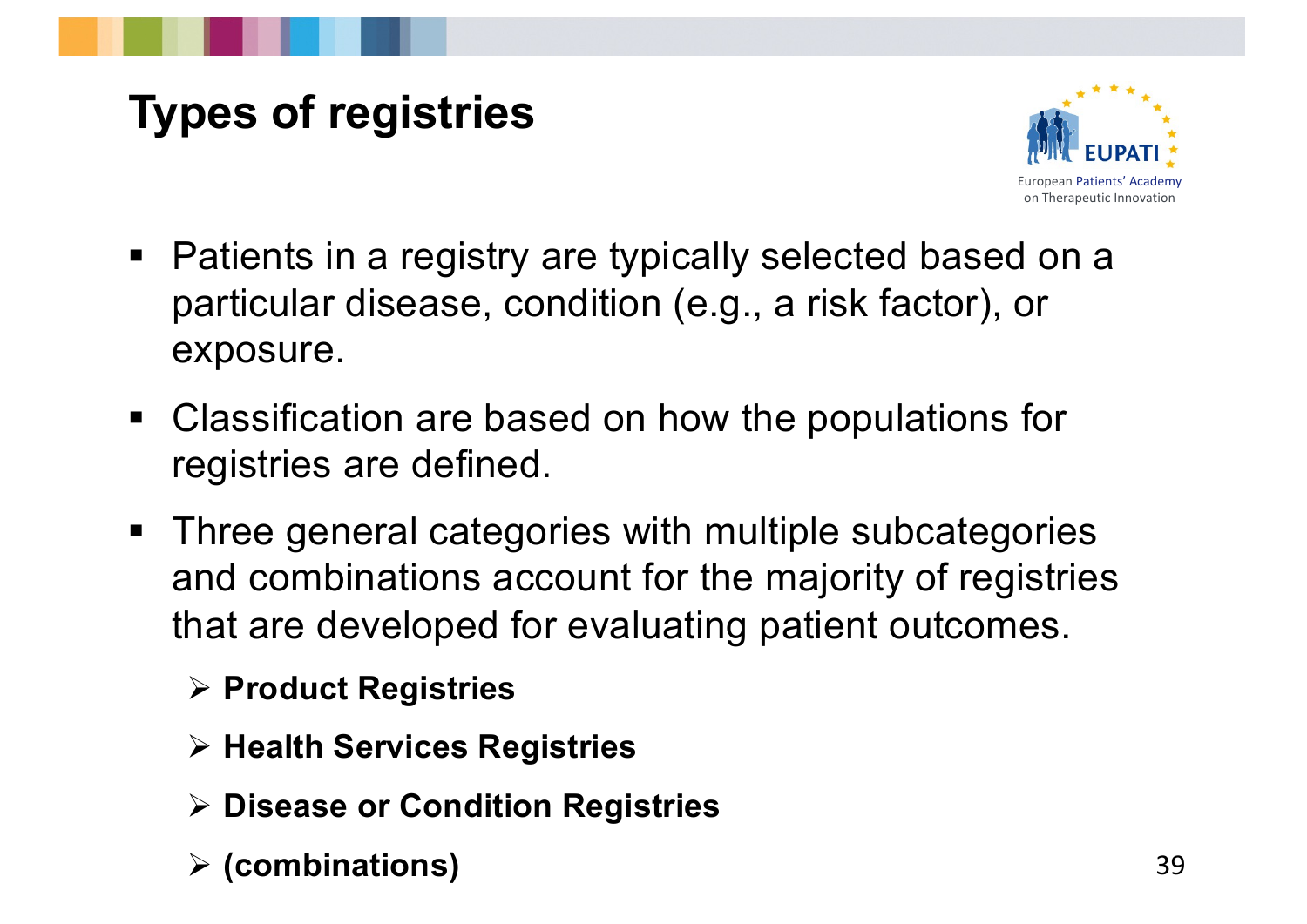# Types of registries

- Patients in a registry are typically selected based on a particular disease, condition (e.g., a risk factor), or exposure.
- Classification are based on how the populations for registries are defined.
- Three general categories with multiple subcategories and combinations account for the majority of registries that are developed for evaluating patient outcomes.
  - **Product Registries**
  - **Health Services Registries**
  - **Disease or Condition Registries**
  - **(combinations)**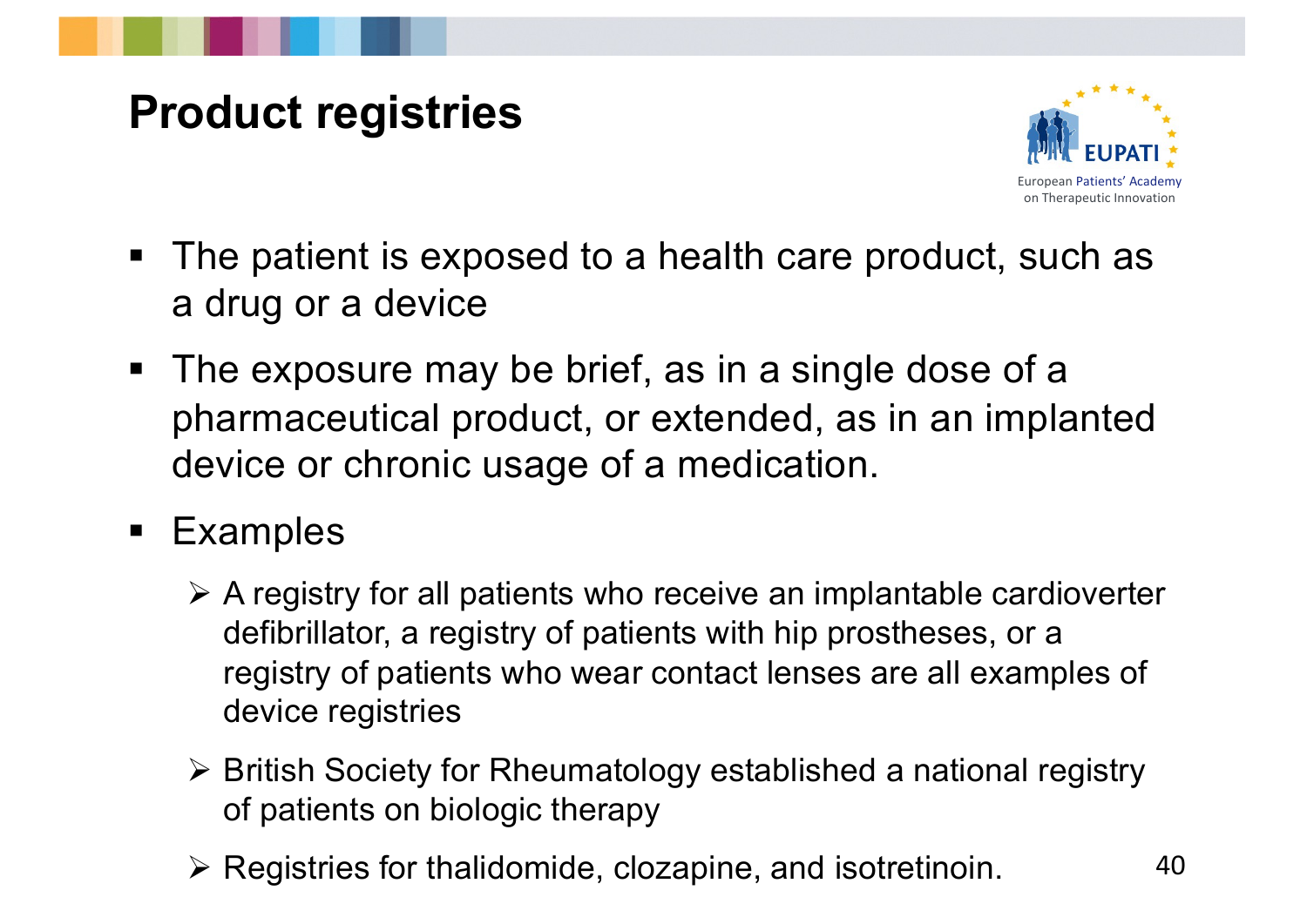# Product registries

- The patient is exposed to a health care product, such as a drug or a device
- The exposure may be brief, as in a single dose of a pharmaceutical product, or extended, as in an implanted device or chronic usage of a medication.
- Examples
  - A registry for all patients who receive an implantable cardioverter defibrillator, a registry of patients with hip prostheses, or a registry of patients who wear contact lenses are all examples of device registries
  - British Society for Rheumatology established a national registry of patients on biologic therapy
  - Registries for thalidomide, clozapine, and isotretinoin.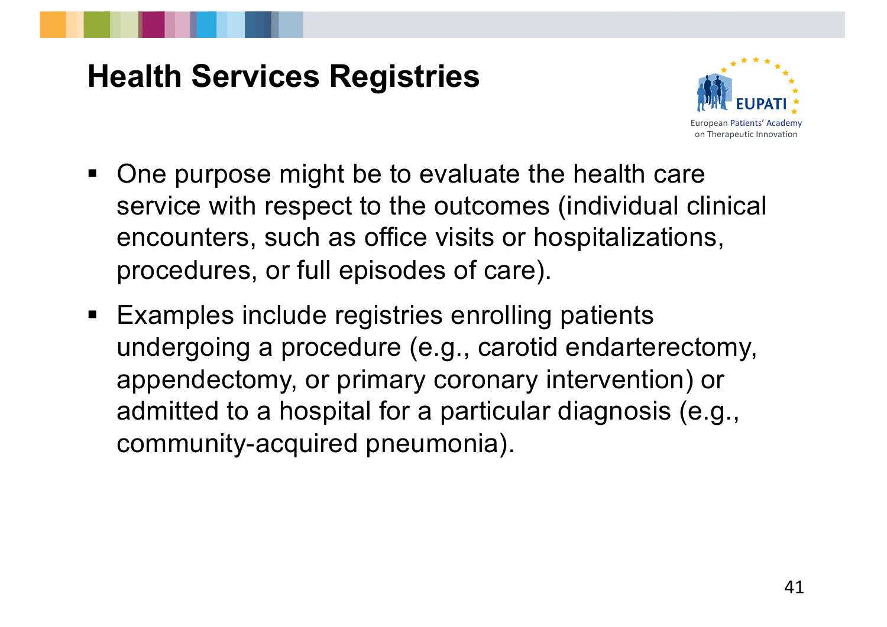# Health Services Registries

- One purpose might be to evaluate the health care service with respect to the outcomes (individual clinical encounters, such as office visits or hospitalizations, procedures, or full episodes of care).
- Examples include registries enrolling patients undergoing a procedure (e.g., carotid endarterectomy, appendectomy, or primary coronary intervention) or admitted to a hospital for a particular diagnosis (e.g., community-acquired pneumonia).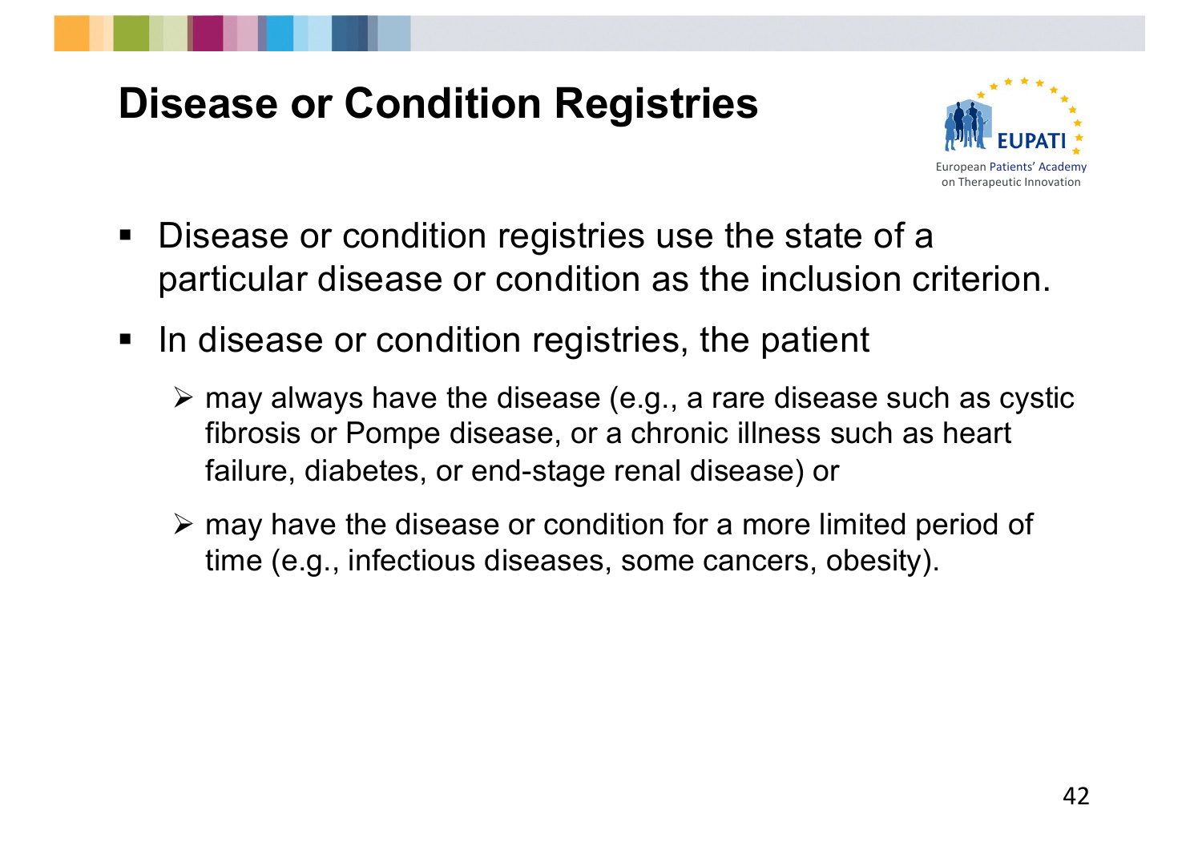# Disease or Condition Registries

- Disease or condition registries use the state of a particular disease or condition as the inclusion criterion.
- In disease or condition registries, the patient
  - may always have the disease (e.g., a rare disease such as cystic fibrosis or Pompe disease, or a chronic illness such as heart failure, diabetes, or end-stage renal disease) or
  - may have the disease or condition for a more limited period of time (e.g., infectious diseases, some cancers, obesity).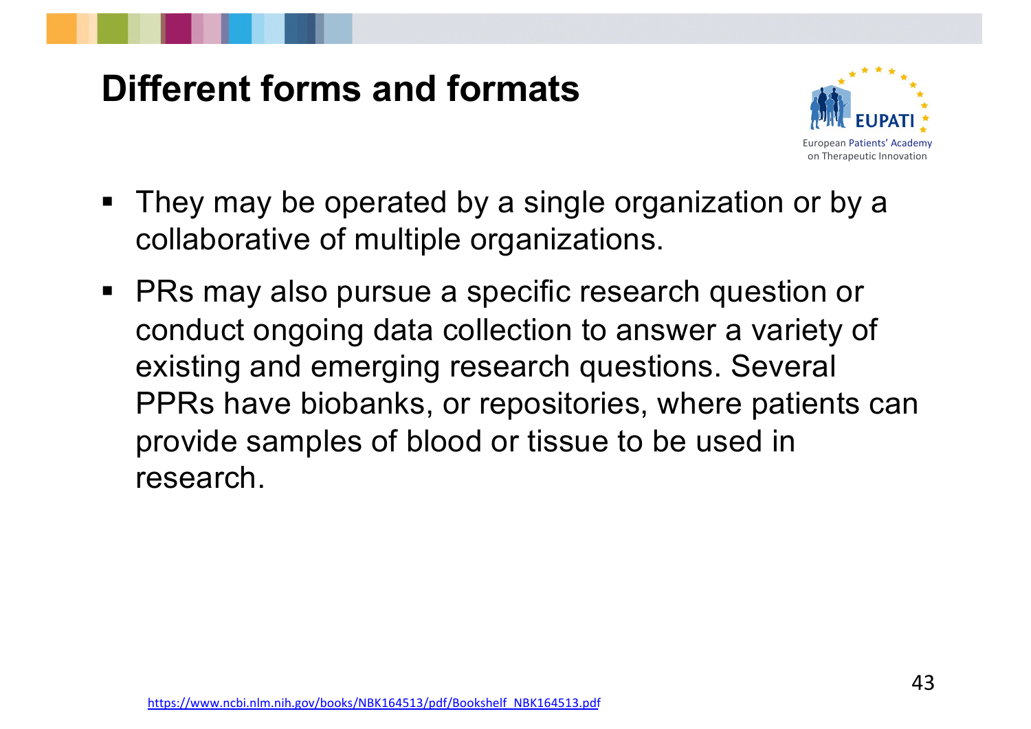# Different forms and formats

- They may be operated by a single organization or by a collaborative of multiple organizations.
- PRs may also pursue a specific research question or conduct ongoing data collection to answer a variety of existing and emerging research questions. Several PPRs have biobanks, or repositories, where patients can provide samples of blood or tissue to be used in research.

https://www.ncbi.nlm.nih.gov/books/NBK164513/pdf/Bookshelf_NBK164513.pdf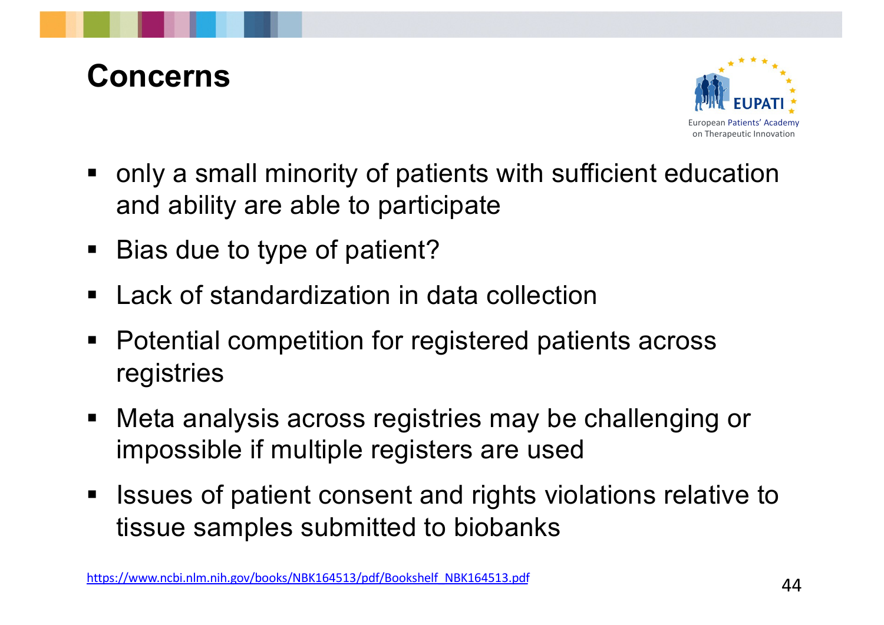# Concerns

- only a small minority of patients with sufficient education and ability are able to participate
- Bias due to type of patient?
- Lack of standardization in data collection
- Potential competition for registered patients across registries
- Meta analysis across registries may be challenging or impossible if multiple registers are used
- Issues of patient consent and rights violations relative to tissue samples submitted to biobanks

https://www.ncbi.nlm.nih.gov/books/NBK164513/pdf/Bookshelf_NBK164513.pdf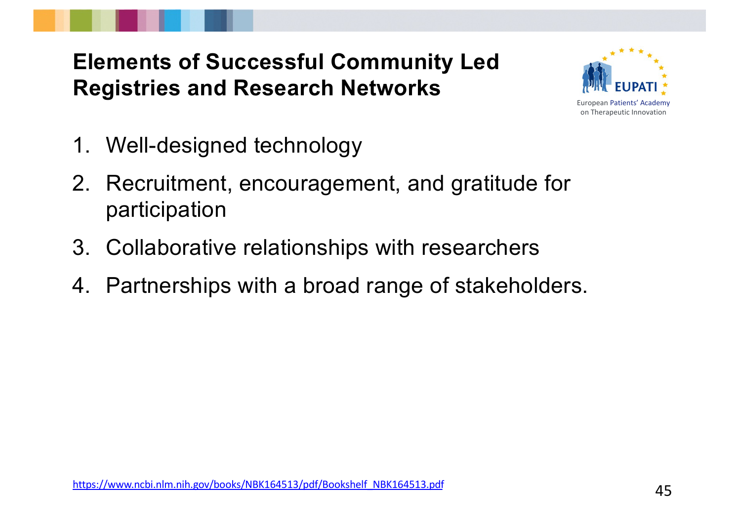## Elements of Successful Community Led Registries and Research Networks

1. Well-designed technology
2. Recruitment, encouragement, and gratitude for participation
3. Collaborative relationships with researchers
4. Partnerships with a broad range of stakeholders.

https://www.ncbi.nlm.nih.gov/books/NBK164513/pdf/Bookshelf_NBK164513.pdf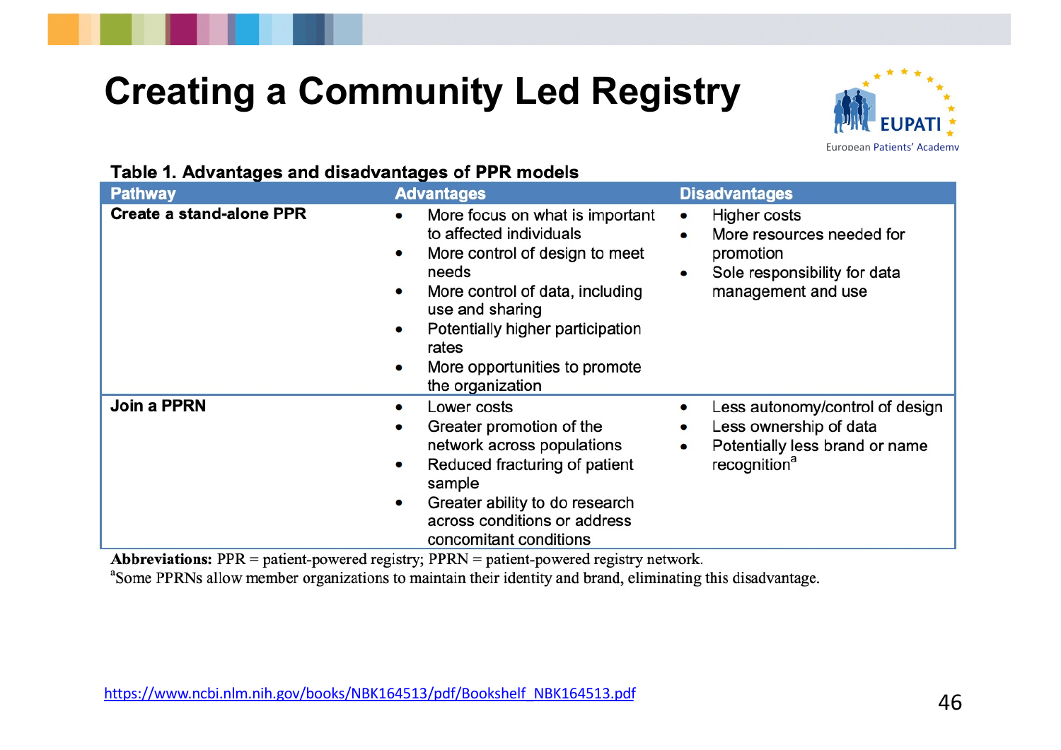# Creating a Community Led Registry

**Table 1. Advantages and disadvantages of PPR models**

| Pathway | Advantages | Disadvantages |
|---|---|---|
| **Create a stand-alone PPR** | • More focus on what is important to affected individuals<br>• More control of design to meet needs<br>• More control of data, including use and sharing<br>• Potentially higher participation rates<br>• More opportunities to promote the organization | • Higher costs<br>• More resources needed for promotion<br>• Sole responsibility for data management and use |
| **Join a PPRN** | • Lower costs<br>• Greater promotion of the network across populations<br>• Reduced fracturing of patient sample<br>• Greater ability to do research across conditions or address concomitant conditions | • Less autonomy/control of design<br>• Less ownership of data<br>• Potentially less brand or name recognition[a] |

**Abbreviations:** PPR = patient-powered registry; PPRN = patient-powered registry network.

[a]Some PPRNs allow member organizations to maintain their identity and brand, eliminating this disadvantage.

https://www.ncbi.nlm.nih.gov/books/NBK164513/pdf/Bookshelf_NBK164513.pdf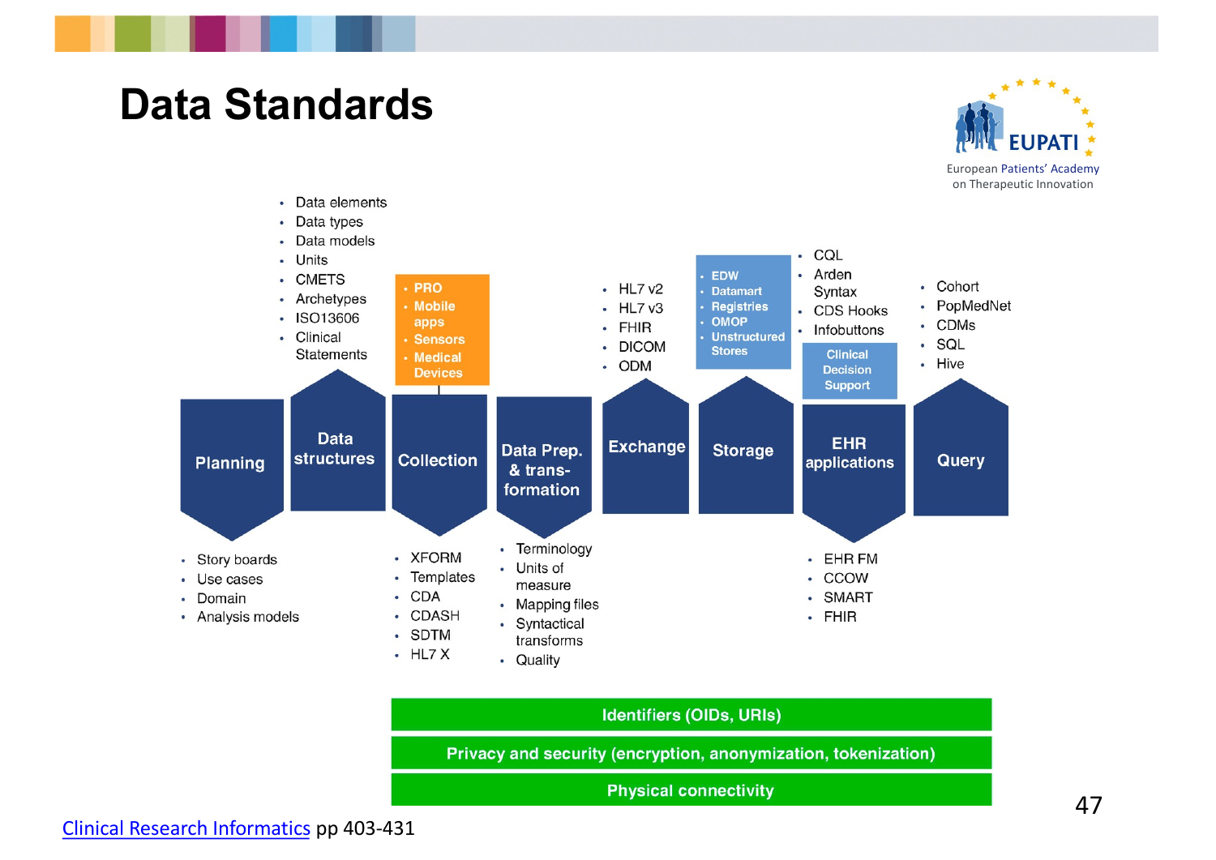# Data Standards

EUPATI
European Patients' Academy on Therapeutic Innovation

- Data elements
- Data types
- Data models
- Units
- CMETS
- Archetypes
- ISO13606
- Clinical Statements

- PRO
- Mobile apps
- Sensors
- Medical Devices

- HL7 v2
- HL7 v3
- FHIR
- DICOM
- ODM

- EDW
- Datamart
- Registries
- OMOP
- Unstructured Stores

- CQL
- Arden Syntax
- CDS Hooks
- Infobuttons

Clinical Decision Support

- Cohort
- PopMedNet
- CDMs
- SQL
- Hive

Planning | Data structures | Collection | Data Prep. & trans-formation | Exchange | Storage | EHR applications | Query

- Story boards
- Use cases
- Domain
- Analysis models

- XFORM
- Templates
- CDA
- CDASH
- SDTM
- HL7 X

- Terminology
- Units of measure
- Mapping files
- Syntactical transforms
- Quality

- EHR FM
- CCOW
- SMART
- FHIR

Identifiers (OIDs, URIs)

Privacy and security (encryption, anonymization, tokenization)

Physical connectivity

Clinical Research Informatics pp 403-431